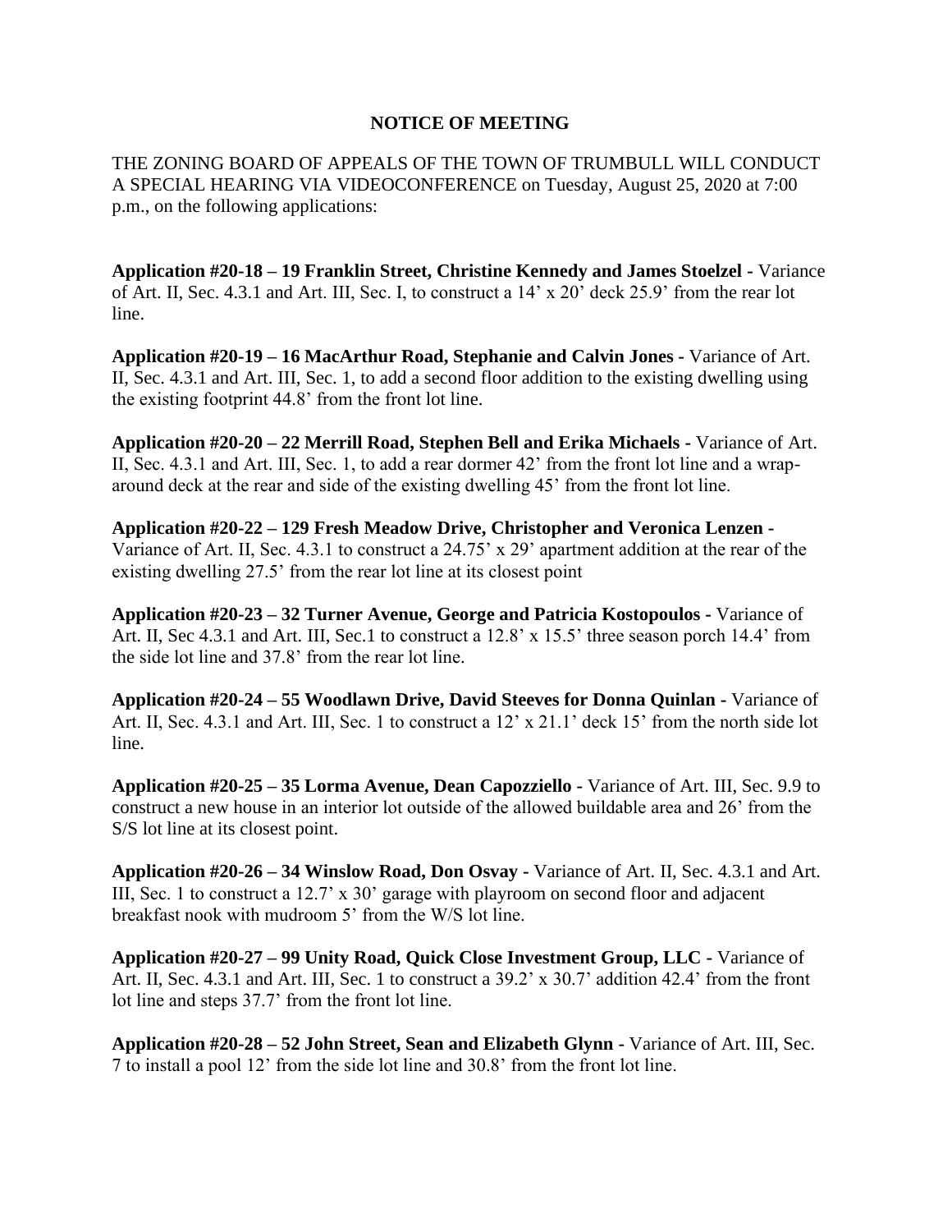# NOTICE OF MEETING

THE ZONING BOARD OF APPEALS OF THE TOWN OF TRUMBULL WILL CONDUCT A SPECIAL HEARING VIA VIDEOCONFERENCE on Tuesday, August 25, 2020 at 7:00 p.m., on the following applications:

**Application #20-18 – 19 Franklin Street, Christine Kennedy and James Stoelzel -** Variance of Art. II, Sec. 4.3.1 and Art. III, Sec. I, to construct a 14' x 20' deck 25.9' from the rear lot line.

**Application #20-19 – 16 MacArthur Road, Stephanie and Calvin Jones -** Variance of Art. II, Sec. 4.3.1 and Art. III, Sec. 1, to add a second floor addition to the existing dwelling using the existing footprint 44.8' from the front lot line.

**Application #20-20 – 22 Merrill Road, Stephen Bell and Erika Michaels -** Variance of Art. II, Sec. 4.3.1 and Art. III, Sec. 1, to add a rear dormer 42' from the front lot line and a wrap-around deck at the rear and side of the existing dwelling 45' from the front lot line.

**Application #20-22 – 129 Fresh Meadow Drive, Christopher and Veronica Lenzen -** Variance of Art. II, Sec. 4.3.1 to construct a 24.75' x 29' apartment addition at the rear of the existing dwelling 27.5' from the rear lot line at its closest point

**Application #20-23 – 32 Turner Avenue, George and Patricia Kostopoulos -** Variance of Art. II, Sec 4.3.1 and Art. III, Sec.1 to construct a 12.8' x 15.5' three season porch 14.4' from the side lot line and 37.8' from the rear lot line.

**Application #20-24 – 55 Woodlawn Drive, David Steeves for Donna Quinlan -** Variance of Art. II, Sec. 4.3.1 and Art. III, Sec. 1 to construct a 12' x 21.1' deck 15' from the north side lot line.

**Application #20-25 – 35 Lorma Avenue, Dean Capozziello -** Variance of Art. III, Sec. 9.9 to construct a new house in an interior lot outside of the allowed buildable area and 26' from the S/S lot line at its closest point.

**Application #20-26 – 34 Winslow Road, Don Osvay -** Variance of Art. II, Sec. 4.3.1 and Art. III, Sec. 1 to construct a 12.7' x 30' garage with playroom on second floor and adjacent breakfast nook with mudroom 5' from the W/S lot line.

**Application #20-27 – 99 Unity Road, Quick Close Investment Group, LLC -** Variance of Art. II, Sec. 4.3.1 and Art. III, Sec. 1 to construct a 39.2' x 30.7' addition 42.4' from the front lot line and steps 37.7' from the front lot line.

**Application #20-28 – 52 John Street, Sean and Elizabeth Glynn -** Variance of Art. III, Sec. 7 to install a pool 12' from the side lot line and 30.8' from the front lot line.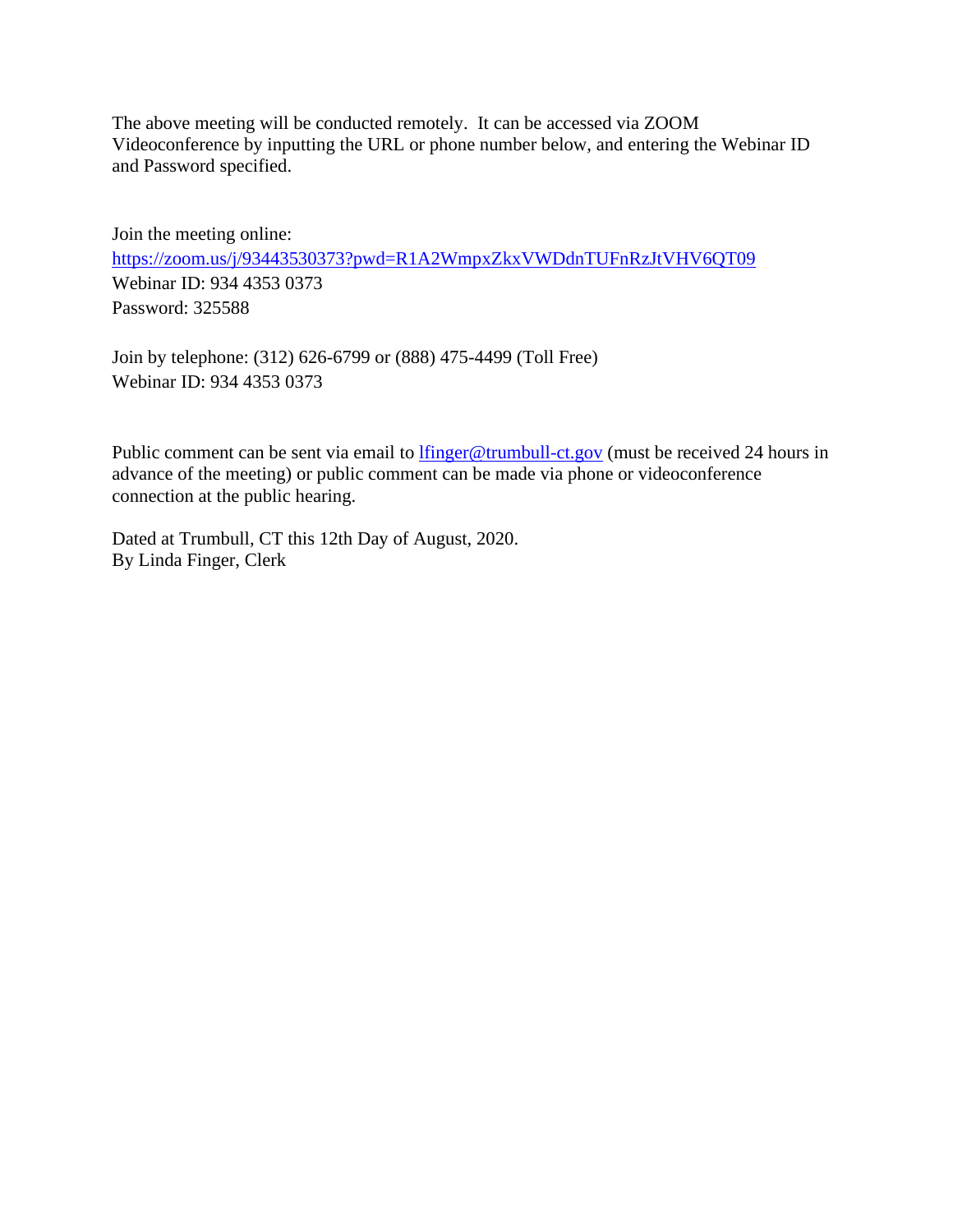The above meeting will be conducted remotely. It can be accessed via ZOOM Videoconference by inputting the URL or phone number below, and entering the Webinar ID and Password specified.

Join the meeting online:
https://zoom.us/j/93443530373?pwd=R1A2WmpxZkxVWDdnTUFnRzJtVHV6QT09
Webinar ID: 934 4353 0373
Password: 325588

Join by telephone: (312) 626-6799 or (888) 475-4499 (Toll Free)
Webinar ID: 934 4353 0373

Public comment can be sent via email to lfinger@trumbull-ct.gov (must be received 24 hours in advance of the meeting) or public comment can be made via phone or videoconference connection at the public hearing.

Dated at Trumbull, CT this 12th Day of August, 2020.
By Linda Finger, Clerk